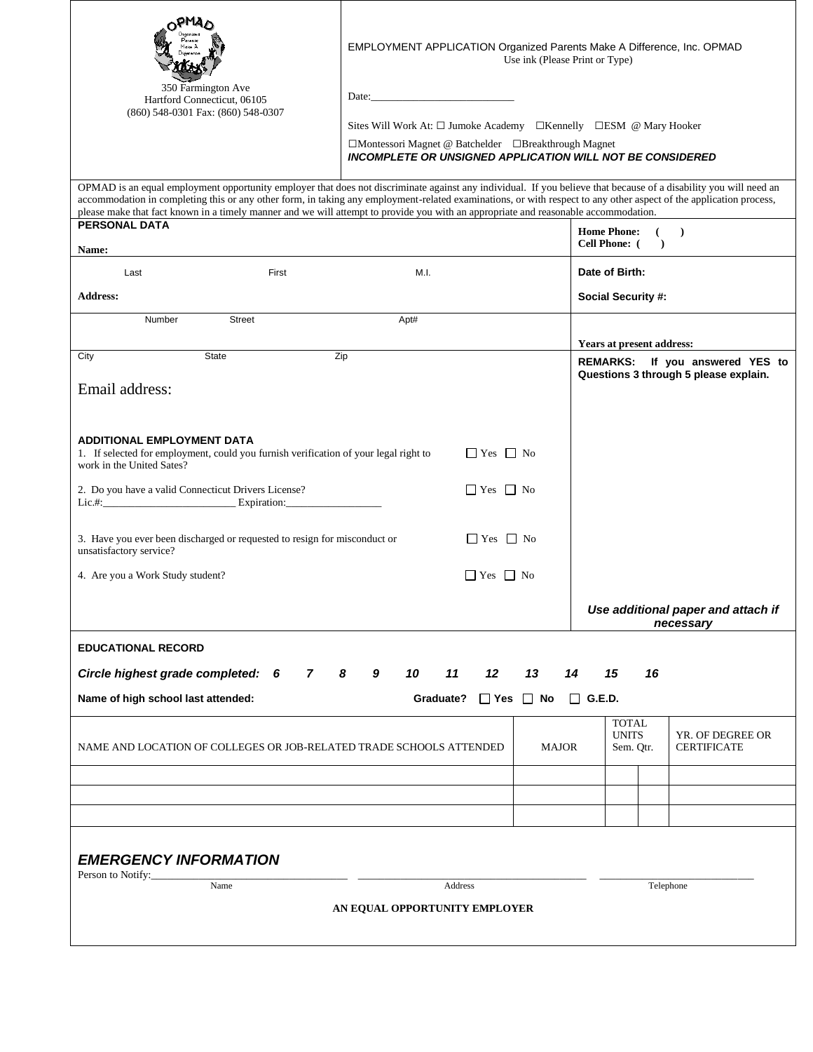OPMAD

350 Farmington Ave
Hartford Connecticut, 06105
(860) 548-0301 Fax: (860) 548-0307

EMPLOYMENT APPLICATION Organized Parents Make A Difference, Inc. OPMAD
Use ink (Please Print or Type)

Date:___________________________

Sites Will Work At: ☐ Jumoke Academy ☐Kennelly ☐ESM @ Mary Hooker

☐Montessori Magnet @ Batchelder ☐Breakthrough Magnet

***INCOMPLETE OR UNSIGNED APPLICATION WILL NOT BE CONSIDERED***

OPMAD is an equal employment opportunity employer that does not discriminate against any individual. If you believe that because of a disability you will need an accommodation in completing this or any other form, in taking any employment-related examinations, or with respect to any other aspect of the application process, please make that fact known in a timely manner and we will attempt to provide you with an appropriate and reasonable accommodation.

## PERSONAL DATA

**Name:**

Last First M.I.

**Address:**

Number Street Apt#

City State Zip

Email address:

**Home Phone:** ( )
**Cell Phone:** ( )

**Date of Birth:**

**Social Security #:**

**Years at present address:**

## ADDITIONAL EMPLOYMENT DATA

1. If selected for employment, could you furnish verification of your legal right to work in the United Sates? ☐ Yes ☐ No

2. Do you have a valid Connecticut Drivers License? ☐ Yes ☐ No
Lic.#:________________________ Expiration:_________________

3. Have you ever been discharged or requested to resign for misconduct or unsatisfactory service? ☐ Yes ☐ No

4. Are you a Work Study student? ☐ Yes ☐ No

**REMARKS: If you answered YES to Questions 3 through 5 please explain.**

***Use additional paper and attach if necessary***

## EDUCATIONAL RECORD

***Circle highest grade completed: 6 7 8 9 10 11 12 13 14 15 16***

**Name of high school last attended:** **Graduate? ☐ Yes ☐ No ☐ G.E.D.**

| NAME AND LOCATION OF COLLEGES OR JOB-RELATED TRADE SCHOOLS ATTENDED | MAJOR | TOTAL UNITS Sem. | Qtr. | YR. OF DEGREE OR CERTIFICATE |
|---|---|---|---|---|
| | | | | |
| | | | | |
| | | | | |

## *EMERGENCY INFORMATION*

Person to Notify:___________________________ ___________________________ ___________________________
Name Address Telephone

**AN EQUAL OPPORTUNITY EMPLOYER**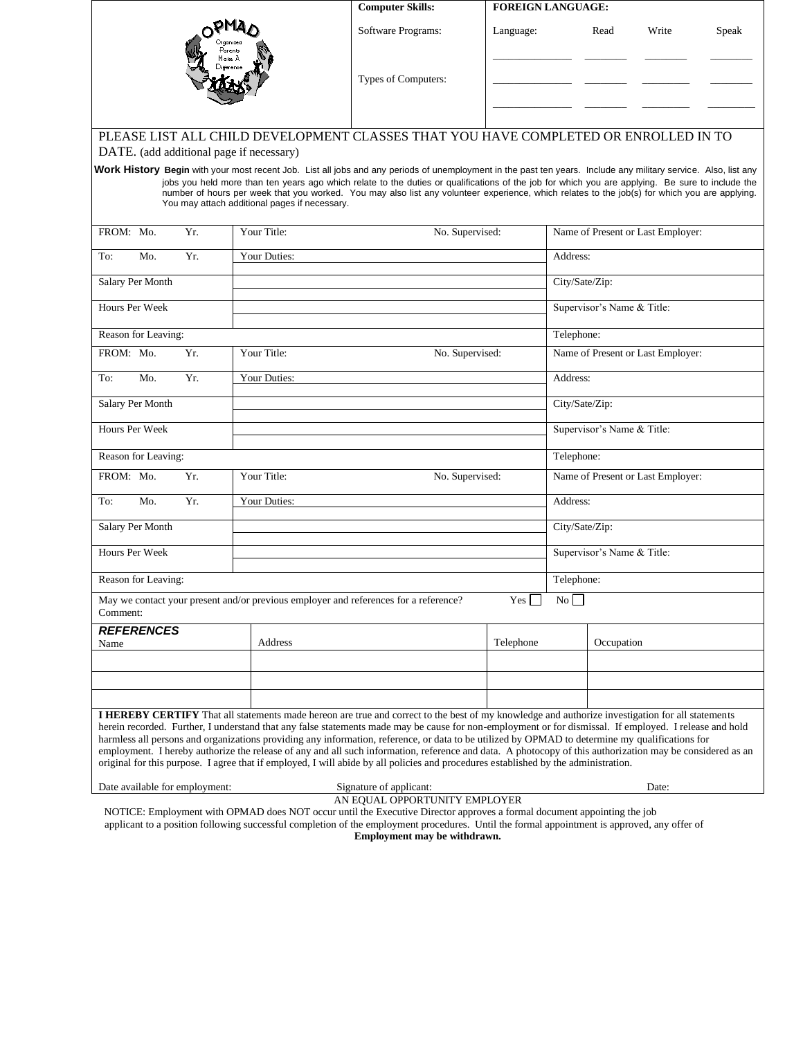OPMAD Organized Parents Make A Difference

| Computer Skills: | FOREIGN LANGUAGE: | | | |
|---|---|---|---|---|
| Software Programs: | Language: | Read | Write | Speak |
| | ______________ | ________ | ________ | ________ |
| Types of Computers: | ______________ | ________ | ________ | ________ |
| | ______________ | ________ | ________ | ________ |

PLEASE LIST ALL CHILD DEVELOPMENT CLASSES THAT YOU HAVE COMPLETED OR ENROLLED IN TO DATE. (add additional page if necessary)

**Work History** **Begin** with your most recent Job. List all jobs and any periods of unemployment in the past ten years. Include any military service. Also, list any jobs you held more than ten years ago which relate to the duties or qualifications of the job for which you are applying. Be sure to include the number of hours per week that you worked. You may also list any volunteer experience, which relates to the job(s) for which you are applying. You may attach additional pages if necessary.

| FROM: Mo. Yr. | Your Title: | No. Supervised: | Name of Present or Last Employer: |
|---|---|---|---|
| To: Mo. Yr. | Your Duties: | | Address: |
| Salary Per Month | | | City/Sate/Zip: |
| Hours Per Week | | | Supervisor's Name & Title: |
| Reason for Leaving: | | | Telephone: |

| FROM: Mo. Yr. | Your Title: | No. Supervised: | Name of Present or Last Employer: |
|---|---|---|---|
| To: Mo. Yr. | Your Duties: | | Address: |
| Salary Per Month | | | City/Sate/Zip: |
| Hours Per Week | | | Supervisor's Name & Title: |
| Reason for Leaving: | | | Telephone: |

| FROM: Mo. Yr. | Your Title: | No. Supervised: | Name of Present or Last Employer: |
|---|---|---|---|
| To: Mo. Yr. | Your Duties: | | Address: |
| Salary Per Month | | | City/Sate/Zip: |
| Hours Per Week | | | Supervisor's Name & Title: |
| Reason for Leaving: | | | Telephone: |

May we contact your present and/or previous employer and references for a reference? Yes ☐ No ☐
Comment:

| ***REFERENCES*** Name | Address | Telephone | Occupation |
|---|---|---|---|
| | | | |
| | | | |
| | | | |

**I HEREBY CERTIFY** That all statements made hereon are true and correct to the best of my knowledge and authorize investigation for all statements herein recorded. Further, I understand that any false statements made may be cause for non-employment or for dismissal. If employed. I release and hold harmless all persons and organizations providing any information, reference, or data to be utilized by OPMAD to determine my qualifications for employment. I hereby authorize the release of any and all such information, reference and data. A photocopy of this authorization may be considered as an original for this purpose. I agree that if employed, I will abide by all policies and procedures established by the administration.

Date available for employment: Signature of applicant: Date:

AN EQUAL OPPORTUNITY EMPLOYER

NOTICE: Employment with OPMAD does NOT occur until the Executive Director approves a formal document appointing the job applicant to a position following successful completion of the employment procedures. Until the formal appointment is approved, any offer of **Employment may be withdrawn.**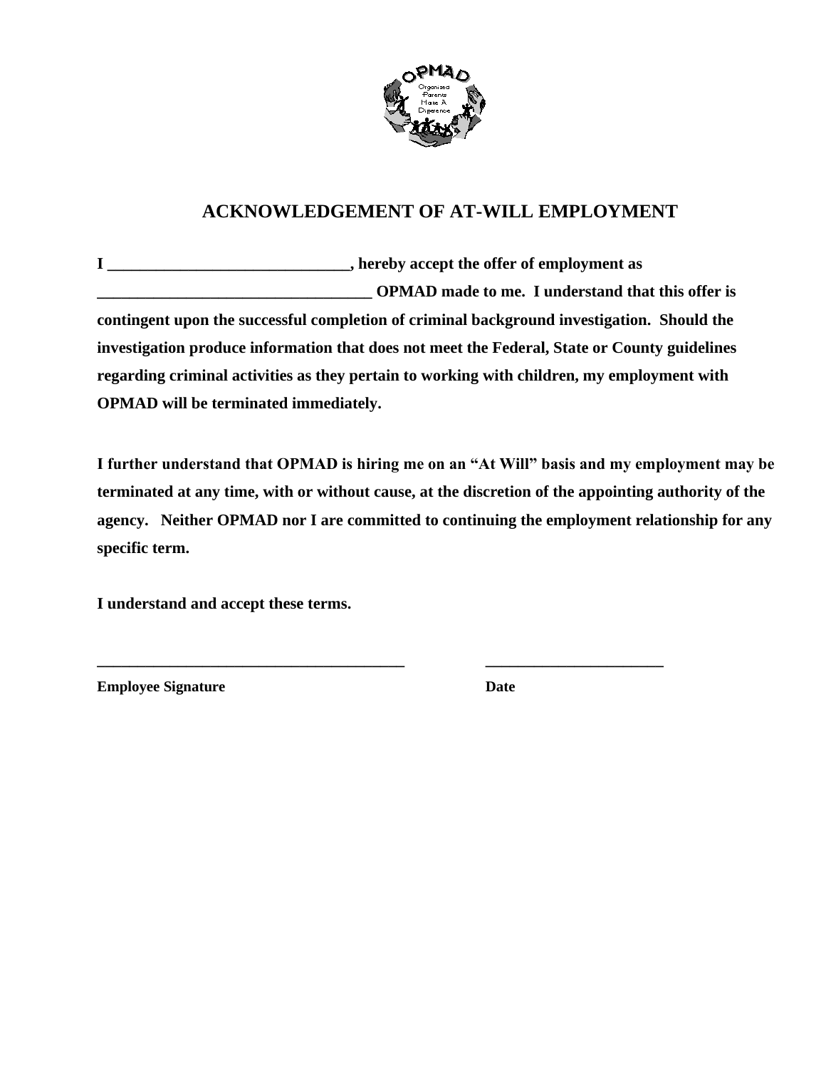## ACKNOWLEDGEMENT OF AT-WILL EMPLOYMENT

**I ______________________________, hereby accept the offer of employment as __________________________________ OPMAD made to me. I understand that this offer is contingent upon the successful completion of criminal background investigation. Should the investigation produce information that does not meet the Federal, State or County guidelines regarding criminal activities as they pertain to working with children, my employment with OPMAD will be terminated immediately.**

**I further understand that OPMAD is hiring me on an "At Will" basis and my employment may be terminated at any time, with or without cause, at the discretion of the appointing authority of the agency. Neither OPMAD nor I are committed to continuing the employment relationship for any specific term.**

**I understand and accept these terms.**

**_______________________________________ ______________________**

**Employee Signature Date**